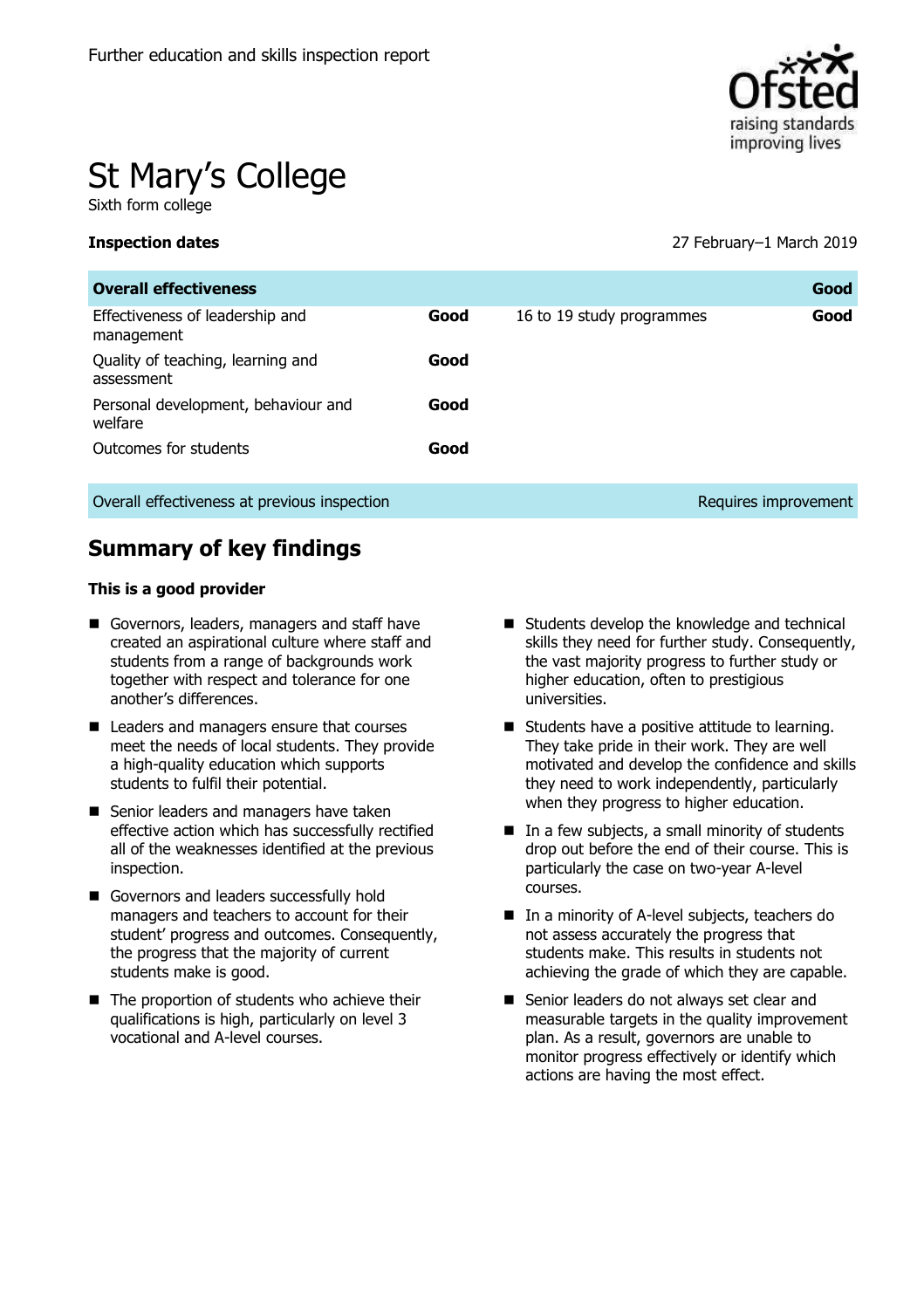Further education and skills inspection report

# St Mary's College

Sixth form college

**Inspection dates** 27 February–1 March 2019

| **Overall effectiveness** | | | **Good** |
|---|---|---|---|
| Effectiveness of leadership and management | **Good** | 16 to 19 study programmes | **Good** |
| Quality of teaching, learning and assessment | **Good** | | |
| Personal development, behaviour and welfare | **Good** | | |
| Outcomes for students | **Good** | | |
| Overall effectiveness at previous inspection | | | Requires improvement |

## Summary of key findings

**This is a good provider**

- Governors, leaders, managers and staff have created an aspirational culture where staff and students from a range of backgrounds work together with respect and tolerance for one another's differences.
- Leaders and managers ensure that courses meet the needs of local students. They provide a high-quality education which supports students to fulfil their potential.
- Senior leaders and managers have taken effective action which has successfully rectified all of the weaknesses identified at the previous inspection.
- Governors and leaders successfully hold managers and teachers to account for their student' progress and outcomes. Consequently, the progress that the majority of current students make is good.
- The proportion of students who achieve their qualifications is high, particularly on level 3 vocational and A-level courses.
- Students develop the knowledge and technical skills they need for further study. Consequently, the vast majority progress to further study or higher education, often to prestigious universities.
- Students have a positive attitude to learning. They take pride in their work. They are well motivated and develop the confidence and skills they need to work independently, particularly when they progress to higher education.
- In a few subjects, a small minority of students drop out before the end of their course. This is particularly the case on two-year A-level courses.
- In a minority of A-level subjects, teachers do not assess accurately the progress that students make. This results in students not achieving the grade of which they are capable.
- Senior leaders do not always set clear and measurable targets in the quality improvement plan. As a result, governors are unable to monitor progress effectively or identify which actions are having the most effect.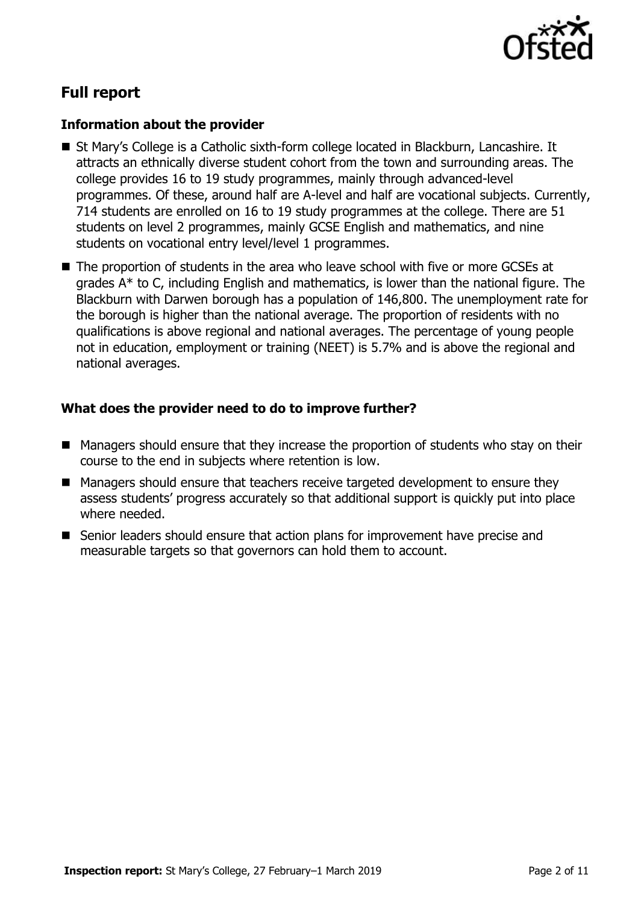## Full report

### Information about the provider

- St Mary's College is a Catholic sixth-form college located in Blackburn, Lancashire. It attracts an ethnically diverse student cohort from the town and surrounding areas. The college provides 16 to 19 study programmes, mainly through advanced-level programmes. Of these, around half are A-level and half are vocational subjects. Currently, 714 students are enrolled on 16 to 19 study programmes at the college. There are 51 students on level 2 programmes, mainly GCSE English and mathematics, and nine students on vocational entry level/level 1 programmes.
- The proportion of students in the area who leave school with five or more GCSEs at grades A* to C, including English and mathematics, is lower than the national figure. The Blackburn with Darwen borough has a population of 146,800. The unemployment rate for the borough is higher than the national average. The proportion of residents with no qualifications is above regional and national averages. The percentage of young people not in education, employment or training (NEET) is 5.7% and is above the regional and national averages.

### What does the provider need to do to improve further?

- Managers should ensure that they increase the proportion of students who stay on their course to the end in subjects where retention is low.
- Managers should ensure that teachers receive targeted development to ensure they assess students' progress accurately so that additional support is quickly put into place where needed.
- Senior leaders should ensure that action plans for improvement have precise and measurable targets so that governors can hold them to account.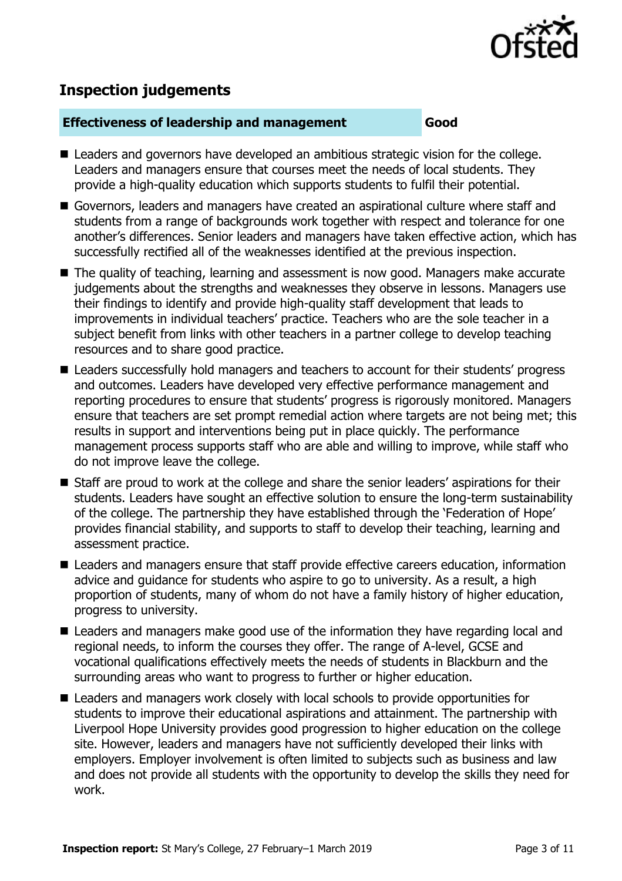## Inspection judgements

| Effectiveness of leadership and management | Good |
| --- | --- |

- Leaders and governors have developed an ambitious strategic vision for the college. Leaders and managers ensure that courses meet the needs of local students. They provide a high-quality education which supports students to fulfil their potential.
- Governors, leaders and managers have created an aspirational culture where staff and students from a range of backgrounds work together with respect and tolerance for one another's differences. Senior leaders and managers have taken effective action, which has successfully rectified all of the weaknesses identified at the previous inspection.
- The quality of teaching, learning and assessment is now good. Managers make accurate judgements about the strengths and weaknesses they observe in lessons. Managers use their findings to identify and provide high-quality staff development that leads to improvements in individual teachers' practice. Teachers who are the sole teacher in a subject benefit from links with other teachers in a partner college to develop teaching resources and to share good practice.
- Leaders successfully hold managers and teachers to account for their students' progress and outcomes. Leaders have developed very effective performance management and reporting procedures to ensure that students' progress is rigorously monitored. Managers ensure that teachers are set prompt remedial action where targets are not being met; this results in support and interventions being put in place quickly. The performance management process supports staff who are able and willing to improve, while staff who do not improve leave the college.
- Staff are proud to work at the college and share the senior leaders' aspirations for their students. Leaders have sought an effective solution to ensure the long-term sustainability of the college. The partnership they have established through the 'Federation of Hope' provides financial stability, and supports to staff to develop their teaching, learning and assessment practice.
- Leaders and managers ensure that staff provide effective careers education, information advice and guidance for students who aspire to go to university. As a result, a high proportion of students, many of whom do not have a family history of higher education, progress to university.
- Leaders and managers make good use of the information they have regarding local and regional needs, to inform the courses they offer. The range of A-level, GCSE and vocational qualifications effectively meets the needs of students in Blackburn and the surrounding areas who want to progress to further or higher education.
- Leaders and managers work closely with local schools to provide opportunities for students to improve their educational aspirations and attainment. The partnership with Liverpool Hope University provides good progression to higher education on the college site. However, leaders and managers have not sufficiently developed their links with employers. Employer involvement is often limited to subjects such as business and law and does not provide all students with the opportunity to develop the skills they need for work.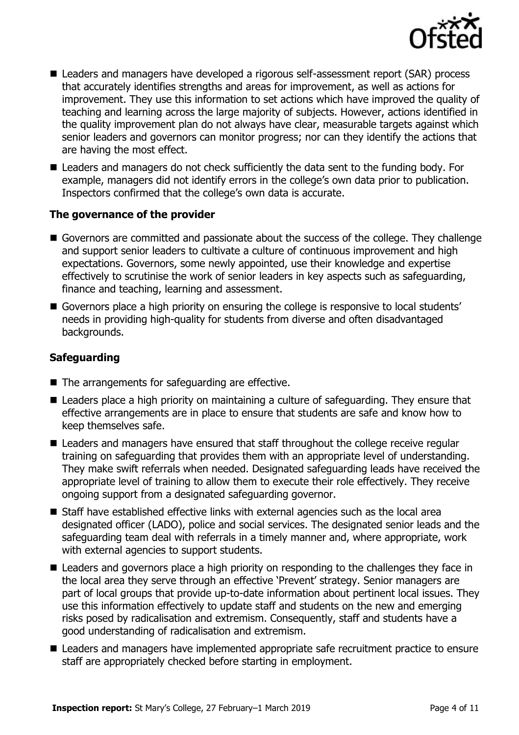- Leaders and managers have developed a rigorous self-assessment report (SAR) process that accurately identifies strengths and areas for improvement, as well as actions for improvement. They use this information to set actions which have improved the quality of teaching and learning across the large majority of subjects. However, actions identified in the quality improvement plan do not always have clear, measurable targets against which senior leaders and governors can monitor progress; nor can they identify the actions that are having the most effect.
- Leaders and managers do not check sufficiently the data sent to the funding body. For example, managers did not identify errors in the college's own data prior to publication. Inspectors confirmed that the college's own data is accurate.

### The governance of the provider

- Governors are committed and passionate about the success of the college. They challenge and support senior leaders to cultivate a culture of continuous improvement and high expectations. Governors, some newly appointed, use their knowledge and expertise effectively to scrutinise the work of senior leaders in key aspects such as safeguarding, finance and teaching, learning and assessment.
- Governors place a high priority on ensuring the college is responsive to local students' needs in providing high-quality for students from diverse and often disadvantaged backgrounds.

### Safeguarding

- The arrangements for safeguarding are effective.
- Leaders place a high priority on maintaining a culture of safeguarding. They ensure that effective arrangements are in place to ensure that students are safe and know how to keep themselves safe.
- Leaders and managers have ensured that staff throughout the college receive regular training on safeguarding that provides them with an appropriate level of understanding. They make swift referrals when needed. Designated safeguarding leads have received the appropriate level of training to allow them to execute their role effectively. They receive ongoing support from a designated safeguarding governor.
- Staff have established effective links with external agencies such as the local area designated officer (LADO), police and social services. The designated senior leads and the safeguarding team deal with referrals in a timely manner and, where appropriate, work with external agencies to support students.
- Leaders and governors place a high priority on responding to the challenges they face in the local area they serve through an effective 'Prevent' strategy. Senior managers are part of local groups that provide up-to-date information about pertinent local issues. They use this information effectively to update staff and students on the new and emerging risks posed by radicalisation and extremism. Consequently, staff and students have a good understanding of radicalisation and extremism.
- Leaders and managers have implemented appropriate safe recruitment practice to ensure staff are appropriately checked before starting in employment.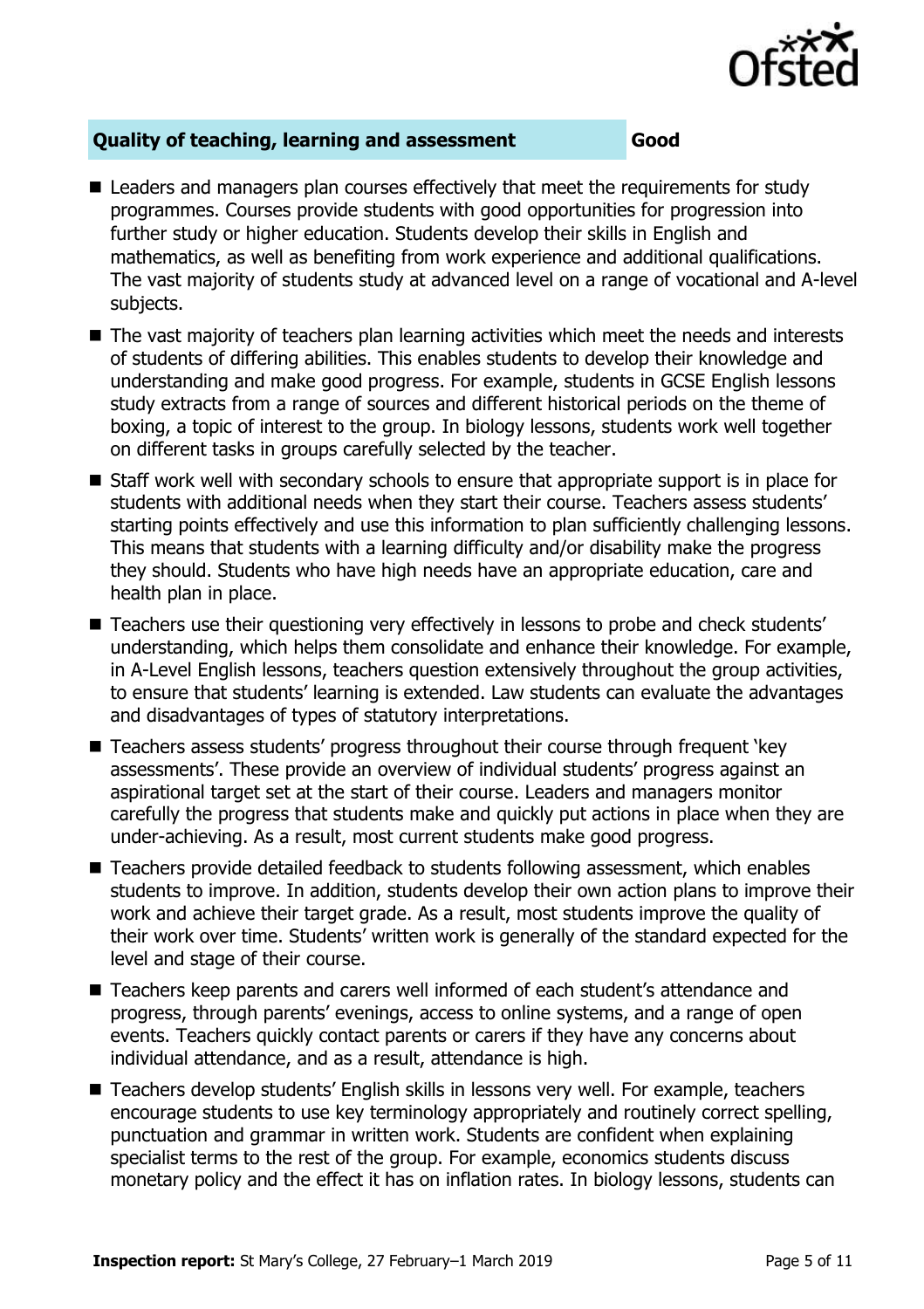## Quality of teaching, learning and assessment — Good

- Leaders and managers plan courses effectively that meet the requirements for study programmes. Courses provide students with good opportunities for progression into further study or higher education. Students develop their skills in English and mathematics, as well as benefiting from work experience and additional qualifications. The vast majority of students study at advanced level on a range of vocational and A-level subjects.
- The vast majority of teachers plan learning activities which meet the needs and interests of students of differing abilities. This enables students to develop their knowledge and understanding and make good progress. For example, students in GCSE English lessons study extracts from a range of sources and different historical periods on the theme of boxing, a topic of interest to the group. In biology lessons, students work well together on different tasks in groups carefully selected by the teacher.
- Staff work well with secondary schools to ensure that appropriate support is in place for students with additional needs when they start their course. Teachers assess students' starting points effectively and use this information to plan sufficiently challenging lessons. This means that students with a learning difficulty and/or disability make the progress they should. Students who have high needs have an appropriate education, care and health plan in place.
- Teachers use their questioning very effectively in lessons to probe and check students' understanding, which helps them consolidate and enhance their knowledge. For example, in A-Level English lessons, teachers question extensively throughout the group activities, to ensure that students' learning is extended. Law students can evaluate the advantages and disadvantages of types of statutory interpretations.
- Teachers assess students' progress throughout their course through frequent 'key assessments'. These provide an overview of individual students' progress against an aspirational target set at the start of their course. Leaders and managers monitor carefully the progress that students make and quickly put actions in place when they are under-achieving. As a result, most current students make good progress.
- Teachers provide detailed feedback to students following assessment, which enables students to improve. In addition, students develop their own action plans to improve their work and achieve their target grade. As a result, most students improve the quality of their work over time. Students' written work is generally of the standard expected for the level and stage of their course.
- Teachers keep parents and carers well informed of each student's attendance and progress, through parents' evenings, access to online systems, and a range of open events. Teachers quickly contact parents or carers if they have any concerns about individual attendance, and as a result, attendance is high.
- Teachers develop students' English skills in lessons very well. For example, teachers encourage students to use key terminology appropriately and routinely correct spelling, punctuation and grammar in written work. Students are confident when explaining specialist terms to the rest of the group. For example, economics students discuss monetary policy and the effect it has on inflation rates. In biology lessons, students can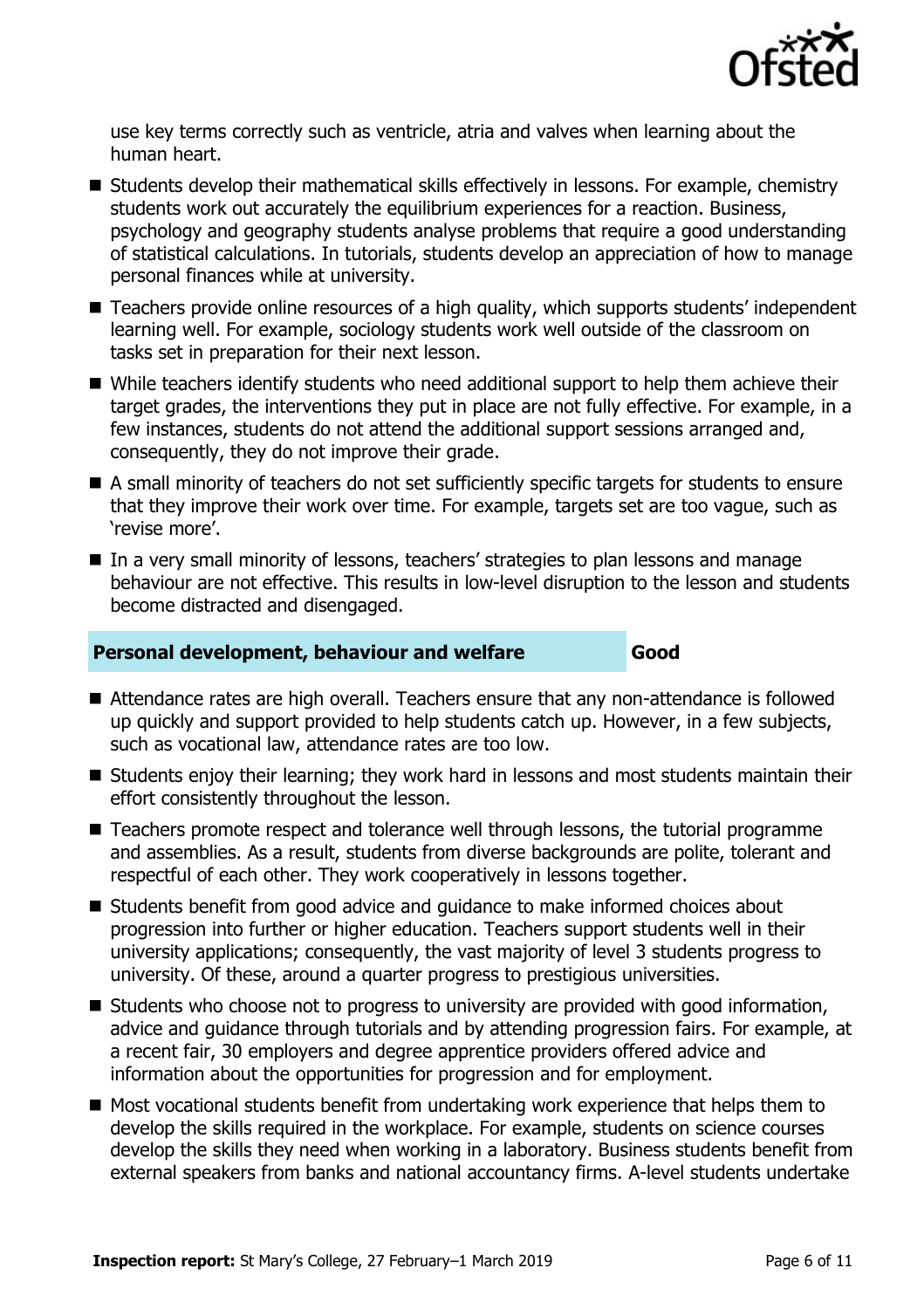use key terms correctly such as ventricle, atria and valves when learning about the human heart.

- Students develop their mathematical skills effectively in lessons. For example, chemistry students work out accurately the equilibrium experiences for a reaction. Business, psychology and geography students analyse problems that require a good understanding of statistical calculations. In tutorials, students develop an appreciation of how to manage personal finances while at university.
- Teachers provide online resources of a high quality, which supports students' independent learning well. For example, sociology students work well outside of the classroom on tasks set in preparation for their next lesson.
- While teachers identify students who need additional support to help them achieve their target grades, the interventions they put in place are not fully effective. For example, in a few instances, students do not attend the additional support sessions arranged and, consequently, they do not improve their grade.
- A small minority of teachers do not set sufficiently specific targets for students to ensure that they improve their work over time. For example, targets set are too vague, such as 'revise more'.
- In a very small minority of lessons, teachers' strategies to plan lessons and manage behaviour are not effective. This results in low-level disruption to the lesson and students become distracted and disengaged.

| **Personal development, behaviour and welfare** | **Good** |
|---|---|

- Attendance rates are high overall. Teachers ensure that any non-attendance is followed up quickly and support provided to help students catch up. However, in a few subjects, such as vocational law, attendance rates are too low.
- Students enjoy their learning; they work hard in lessons and most students maintain their effort consistently throughout the lesson.
- Teachers promote respect and tolerance well through lessons, the tutorial programme and assemblies. As a result, students from diverse backgrounds are polite, tolerant and respectful of each other. They work cooperatively in lessons together.
- Students benefit from good advice and guidance to make informed choices about progression into further or higher education. Teachers support students well in their university applications; consequently, the vast majority of level 3 students progress to university. Of these, around a quarter progress to prestigious universities.
- Students who choose not to progress to university are provided with good information, advice and guidance through tutorials and by attending progression fairs. For example, at a recent fair, 30 employers and degree apprentice providers offered advice and information about the opportunities for progression and for employment.
- Most vocational students benefit from undertaking work experience that helps them to develop the skills required in the workplace. For example, students on science courses develop the skills they need when working in a laboratory. Business students benefit from external speakers from banks and national accountancy firms. A-level students undertake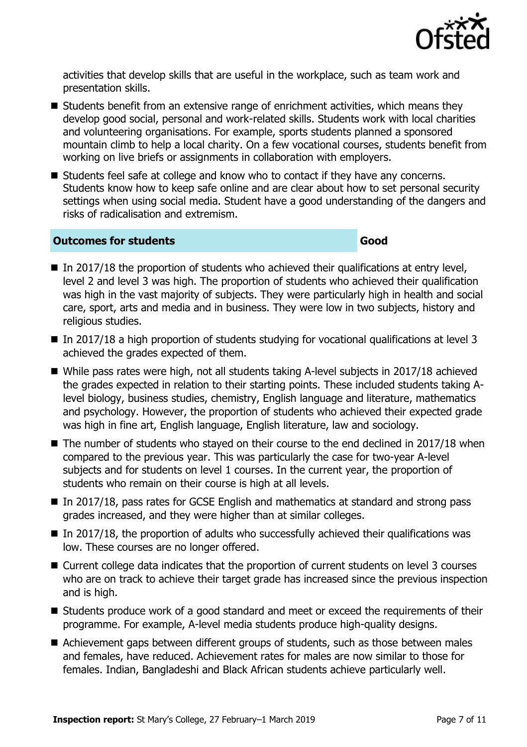activities that develop skills that are useful in the workplace, such as team work and presentation skills.

- Students benefit from an extensive range of enrichment activities, which means they develop good social, personal and work-related skills. Students work with local charities and volunteering organisations. For example, sports students planned a sponsored mountain climb to help a local charity. On a few vocational courses, students benefit from working on live briefs or assignments in collaboration with employers.
- Students feel safe at college and know who to contact if they have any concerns. Students know how to keep safe online and are clear about how to set personal security settings when using social media. Student have a good understanding of the dangers and risks of radicalisation and extremism.

| **Outcomes for students** | **Good** |
| --- | --- |

- In 2017/18 the proportion of students who achieved their qualifications at entry level, level 2 and level 3 was high. The proportion of students who achieved their qualification was high in the vast majority of subjects. They were particularly high in health and social care, sport, arts and media and in business. They were low in two subjects, history and religious studies.
- In 2017/18 a high proportion of students studying for vocational qualifications at level 3 achieved the grades expected of them.
- While pass rates were high, not all students taking A-level subjects in 2017/18 achieved the grades expected in relation to their starting points. These included students taking A-level biology, business studies, chemistry, English language and literature, mathematics and psychology. However, the proportion of students who achieved their expected grade was high in fine art, English language, English literature, law and sociology.
- The number of students who stayed on their course to the end declined in 2017/18 when compared to the previous year. This was particularly the case for two-year A-level subjects and for students on level 1 courses. In the current year, the proportion of students who remain on their course is high at all levels.
- In 2017/18, pass rates for GCSE English and mathematics at standard and strong pass grades increased, and they were higher than at similar colleges.
- In 2017/18, the proportion of adults who successfully achieved their qualifications was low. These courses are no longer offered.
- Current college data indicates that the proportion of current students on level 3 courses who are on track to achieve their target grade has increased since the previous inspection and is high.
- Students produce work of a good standard and meet or exceed the requirements of their programme. For example, A-level media students produce high-quality designs.
- Achievement gaps between different groups of students, such as those between males and females, have reduced. Achievement rates for males are now similar to those for females. Indian, Bangladeshi and Black African students achieve particularly well.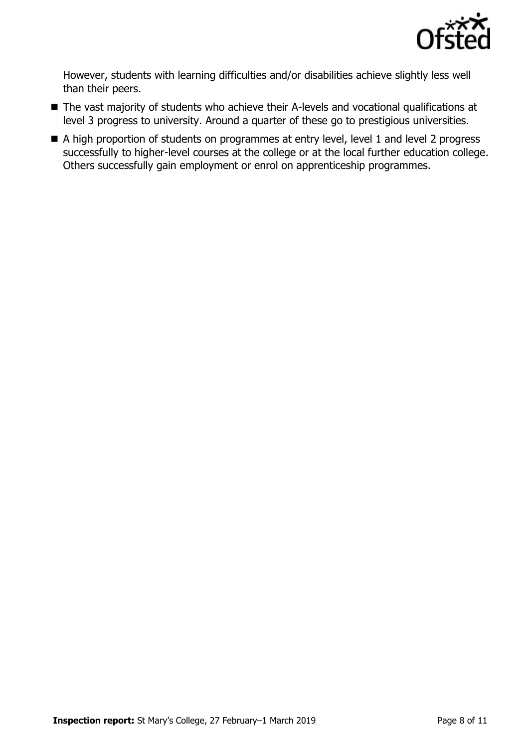However, students with learning difficulties and/or disabilities achieve slightly less well than their peers.

- The vast majority of students who achieve their A-levels and vocational qualifications at level 3 progress to university. Around a quarter of these go to prestigious universities.
- A high proportion of students on programmes at entry level, level 1 and level 2 progress successfully to higher-level courses at the college or at the local further education college. Others successfully gain employment or enrol on apprenticeship programmes.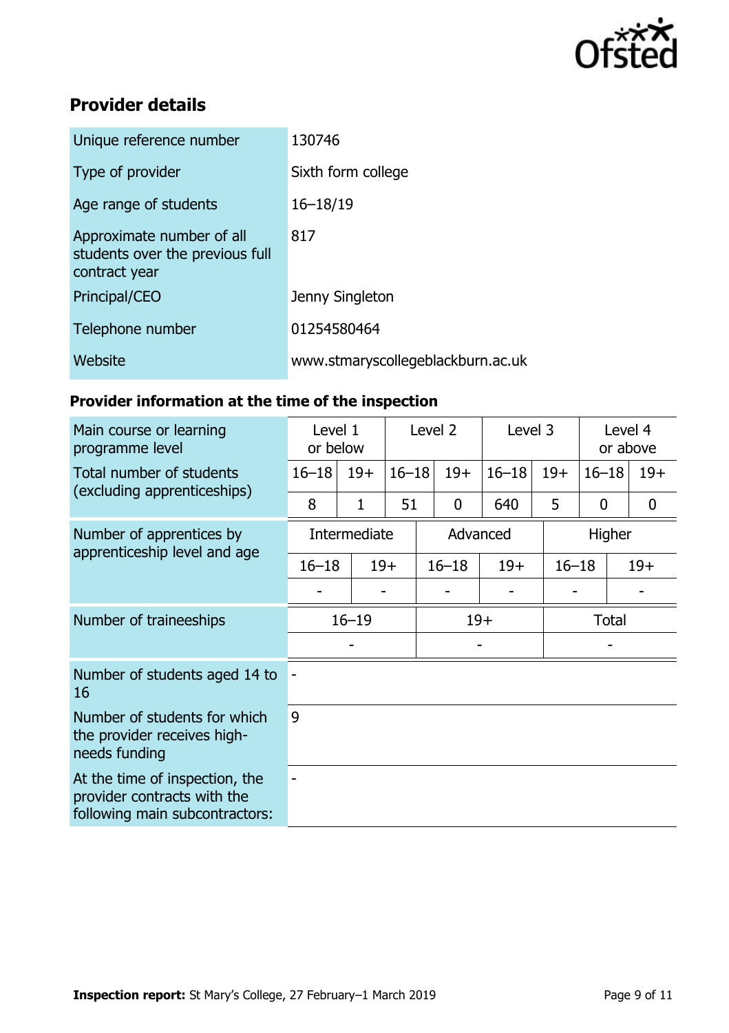## Provider details

| | |
|---|---|
| Unique reference number | 130746 |
| Type of provider | Sixth form college |
| Age range of students | 16–18/19 |
| Approximate number of all students over the previous full contract year | 817 |
| Principal/CEO | Jenny Singleton |
| Telephone number | 01254580464 |
| Website | www.stmaryscollegeblackburn.ac.uk |

### Provider information at the time of the inspection

| Main course or learning programme level | Level 1 or below | | Level 2 | | Level 3 | | Level 4 or above | |
|---|---|---|---|---|---|---|---|---|
| Total number of students (excluding apprenticeships) | 16–18 | 19+ | 16–18 | 19+ | 16–18 | 19+ | 16–18 | 19+ |
| | 8 | 1 | 51 | 0 | 640 | 5 | 0 | 0 |

| Number of apprentices by apprenticeship level and age | Intermediate | | Advanced | | Higher | |
|---|---|---|---|---|---|---|
| | 16–18 | 19+ | 16–18 | 19+ | 16–18 | 19+ |
| | - | - | - | - | - | - |

| Number of traineeships | 16–19 | 19+ | Total |
|---|---|---|---|
| | - | - | - |

| | |
|---|---|
| Number of students aged 14 to 16 | - |
| Number of students for which the provider receives high-needs funding | 9 |
| At the time of inspection, the provider contracts with the following main subcontractors: | - |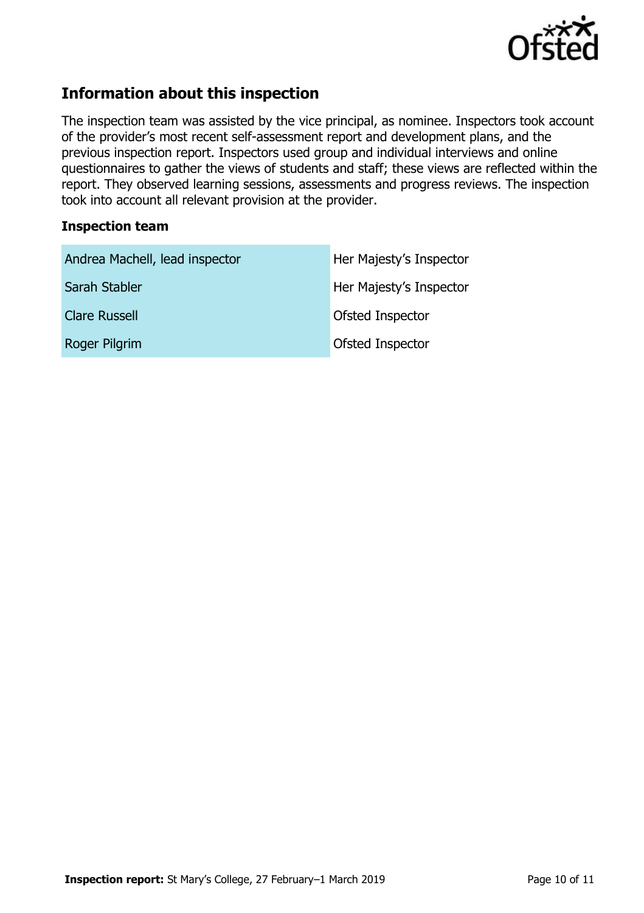## Information about this inspection

The inspection team was assisted by the vice principal, as nominee. Inspectors took account of the provider's most recent self-assessment report and development plans, and the previous inspection report. Inspectors used group and individual interviews and online questionnaires to gather the views of students and staff; these views are reflected within the report. They observed learning sessions, assessments and progress reviews. The inspection took into account all relevant provision at the provider.

### Inspection team

| | |
|---|---|
| Andrea Machell, lead inspector | Her Majesty's Inspector |
| Sarah Stabler | Her Majesty's Inspector |
| Clare Russell | Ofsted Inspector |
| Roger Pilgrim | Ofsted Inspector |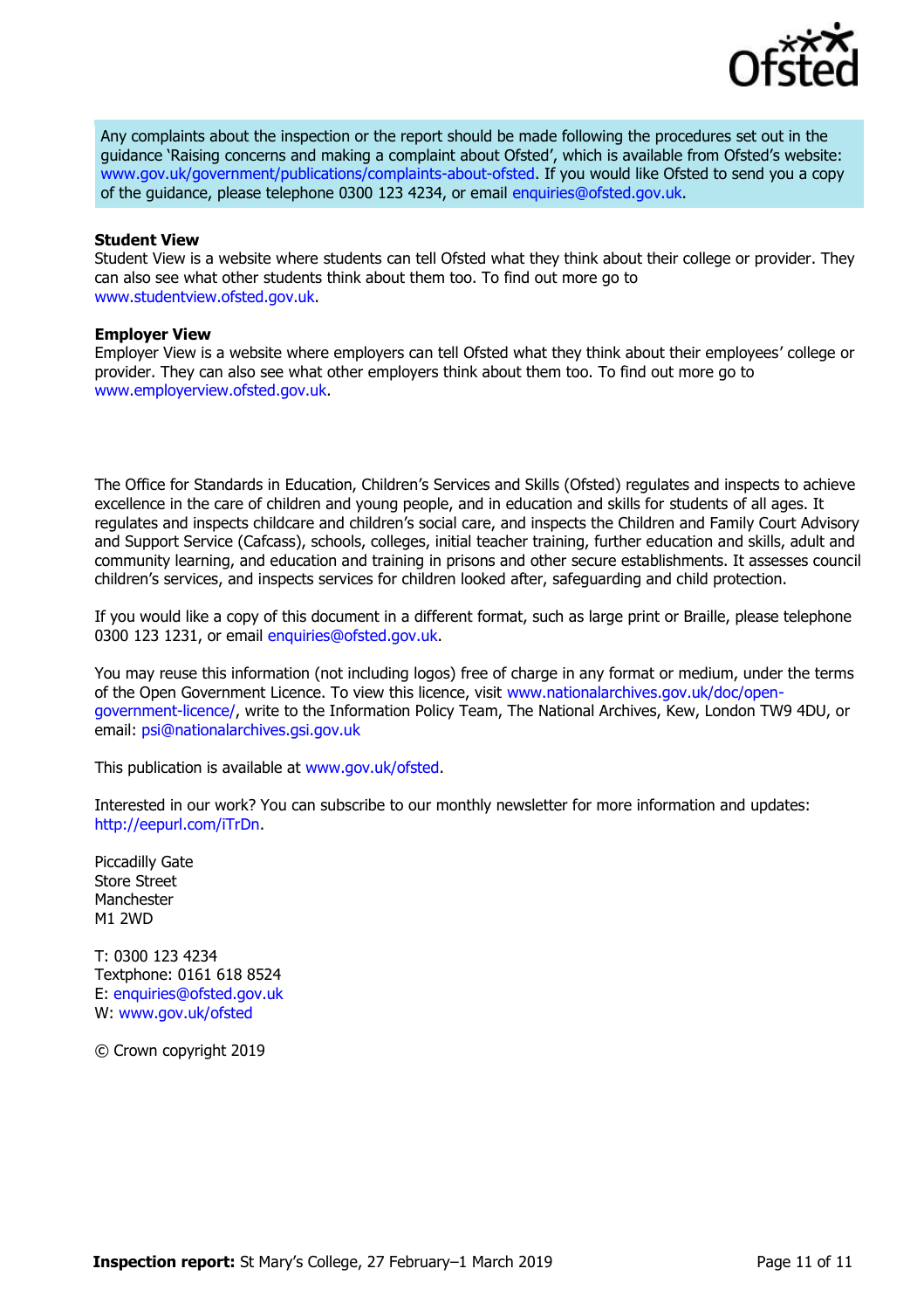Any complaints about the inspection or the report should be made following the procedures set out in the guidance 'Raising concerns and making a complaint about Ofsted', which is available from Ofsted's website: www.gov.uk/government/publications/complaints-about-ofsted. If you would like Ofsted to send you a copy of the guidance, please telephone 0300 123 4234, or email enquiries@ofsted.gov.uk.

**Student View**
Student View is a website where students can tell Ofsted what they think about their college or provider. They can also see what other students think about them too. To find out more go to www.studentview.ofsted.gov.uk.

**Employer View**
Employer View is a website where employers can tell Ofsted what they think about their employees' college or provider. They can also see what other employers think about them too. To find out more go to www.employerview.ofsted.gov.uk.

The Office for Standards in Education, Children's Services and Skills (Ofsted) regulates and inspects to achieve excellence in the care of children and young people, and in education and skills for students of all ages. It regulates and inspects childcare and children's social care, and inspects the Children and Family Court Advisory and Support Service (Cafcass), schools, colleges, initial teacher training, further education and skills, adult and community learning, and education and training in prisons and other secure establishments. It assesses council children's services, and inspects services for children looked after, safeguarding and child protection.

If you would like a copy of this document in a different format, such as large print or Braille, please telephone 0300 123 1231, or email enquiries@ofsted.gov.uk.

You may reuse this information (not including logos) free of charge in any format or medium, under the terms of the Open Government Licence. To view this licence, visit www.nationalarchives.gov.uk/doc/open-government-licence/, write to the Information Policy Team, The National Archives, Kew, London TW9 4DU, or email: psi@nationalarchives.gsi.gov.uk

This publication is available at www.gov.uk/ofsted.

Interested in our work? You can subscribe to our monthly newsletter for more information and updates: http://eepurl.com/iTrDn.

Piccadilly Gate
Store Street
Manchester
M1 2WD

T: 0300 123 4234
Textphone: 0161 618 8524
E: enquiries@ofsted.gov.uk
W: www.gov.uk/ofsted

© Crown copyright 2019